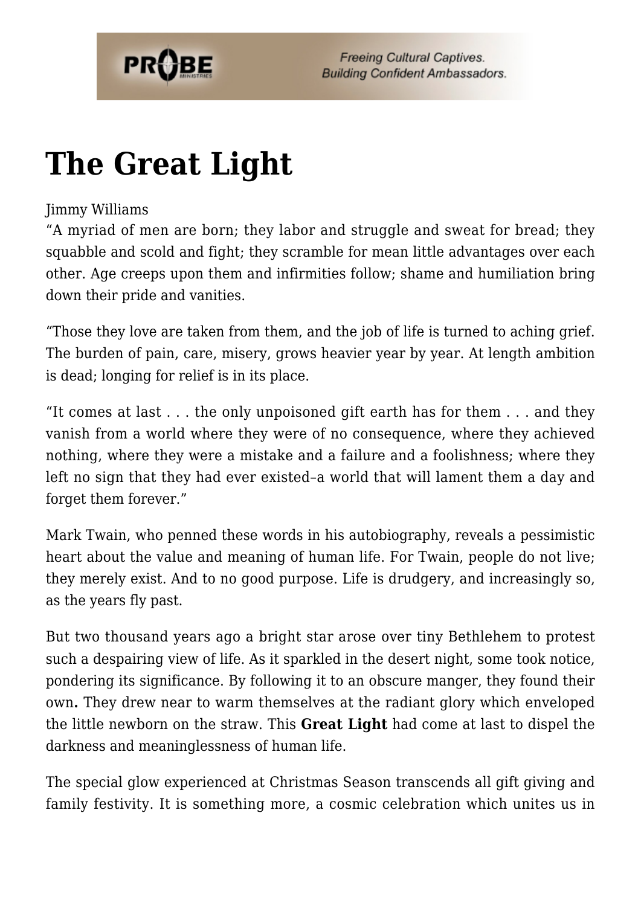# The Great Light

Jimmy Williams

"A myriad of men are born; they labor and struggle and sweat for bread; they squabble and scold and fight; they scramble for mean little advantages over each other. Age creeps upon them and infirmities follow; shame and humiliation bring down their pride and vanities.

"Those they love are taken from them, and the job of life is turned to aching grief. The burden of pain, care, misery, grows heavier year by year. At length ambition is dead; longing for relief is in its place.

"It comes at last . . . the only unpoisoned gift earth has for them . . . and they vanish from a world where they were of no consequence, where they achieved nothing, where they were a mistake and a failure and a foolishness; where they left no sign that they had ever existed–a world that will lament them a day and forget them forever."

Mark Twain, who penned these words in his autobiography, reveals a pessimistic heart about the value and meaning of human life. For Twain, people do not live; they merely exist. And to no good purpose. Life is drudgery, and increasingly so, as the years fly past.

But two thousand years ago a bright star arose over tiny Bethlehem to protest such a despairing view of life. As it sparkled in the desert night, some took notice, pondering its significance. By following it to an obscure manger, they found their own**.** They drew near to warm themselves at the radiant glory which enveloped the little newborn on the straw. This **Great Light** had come at last to dispel the darkness and meaninglessness of human life.

The special glow experienced at Christmas Season transcends all gift giving and family festivity. It is something more, a cosmic celebration which unites us in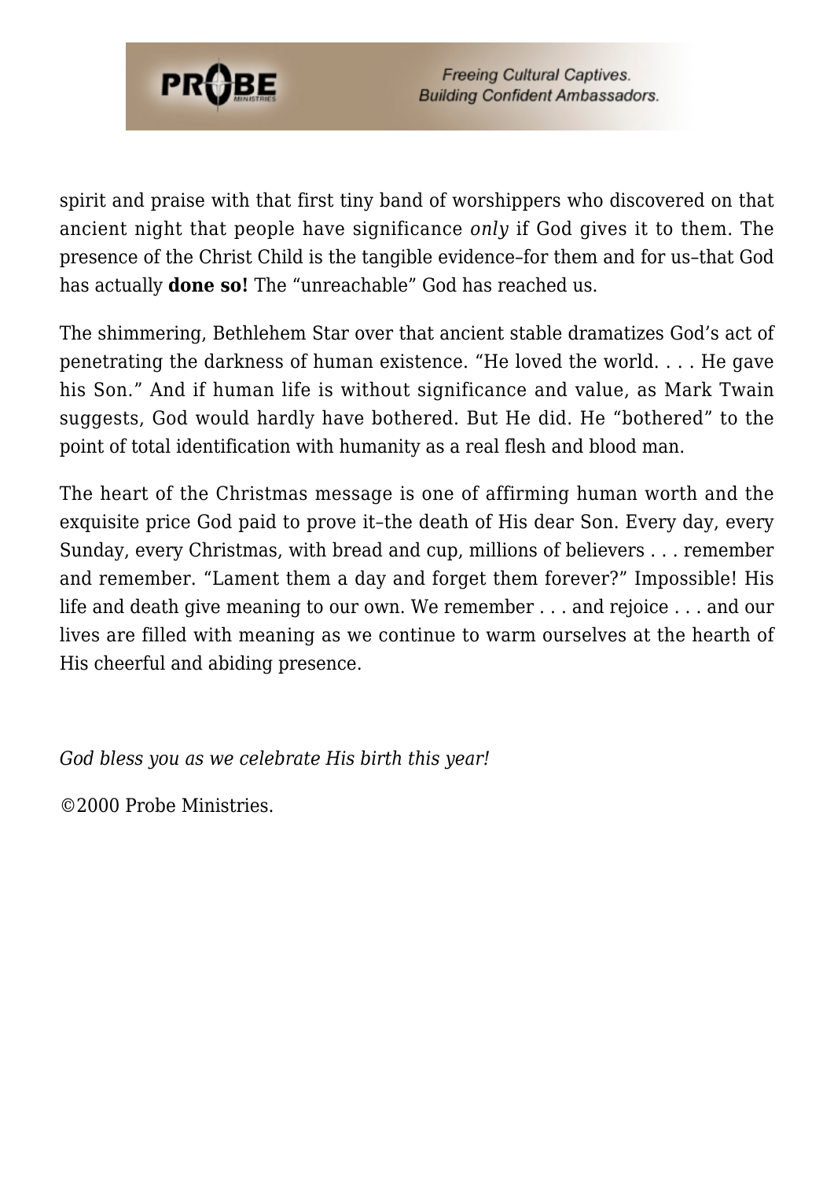spirit and praise with that first tiny band of worshippers who discovered on that ancient night that people have significance *only* if God gives it to them. The presence of the Christ Child is the tangible evidence–for them and for us–that God has actually **done so!** The “unreachable” God has reached us.

The shimmering, Bethlehem Star over that ancient stable dramatizes God’s act of penetrating the darkness of human existence. “He loved the world. . . . He gave his Son.” And if human life is without significance and value, as Mark Twain suggests, God would hardly have bothered. But He did. He “bothered” to the point of total identification with humanity as a real flesh and blood man.

The heart of the Christmas message is one of affirming human worth and the exquisite price God paid to prove it–the death of His dear Son. Every day, every Sunday, every Christmas, with bread and cup, millions of believers . . . remember and remember. “Lament them a day and forget them forever?” Impossible! His life and death give meaning to our own. We remember . . . and rejoice . . . and our lives are filled with meaning as we continue to warm ourselves at the hearth of His cheerful and abiding presence.

*God bless you as we celebrate His birth this year!*

©2000 Probe Ministries.